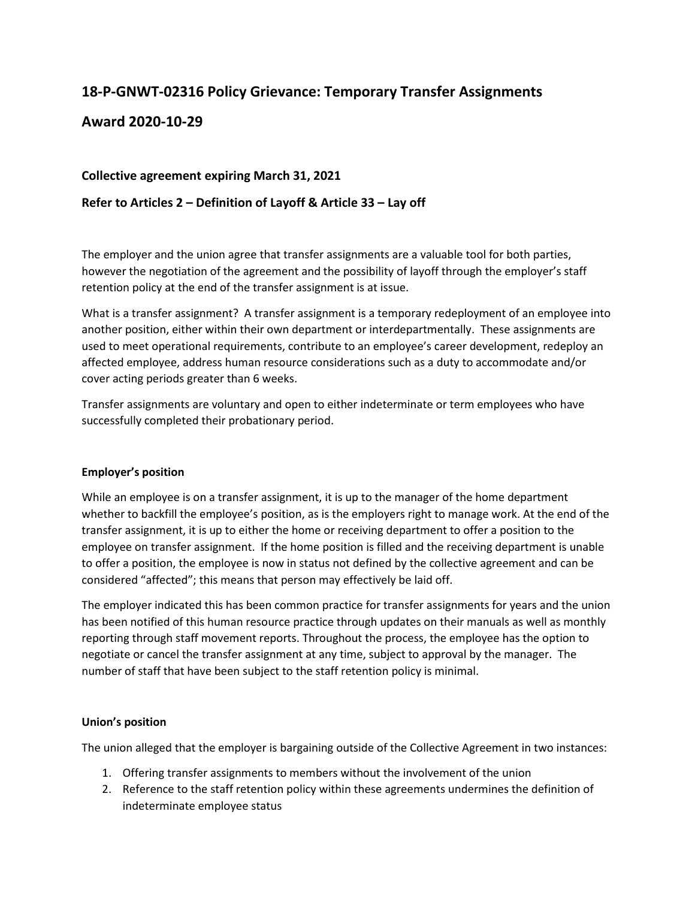# 18-P-GNWT-02316 Policy Grievance: Temporary Transfer Assignments

# Award 2020-10-29

### Collective agreement expiring March 31, 2021

### Refer to Articles 2 – Definition of Layoff & Article 33 – Lay off

The employer and the union agree that transfer assignments are a valuable tool for both parties, however the negotiation of the agreement and the possibility of layoff through the employer's staff retention policy at the end of the transfer assignment is at issue.

What is a transfer assignment? A transfer assignment is a temporary redeployment of an employee into another position, either within their own department or interdepartmentally. These assignments are used to meet operational requirements, contribute to an employee's career development, redeploy an affected employee, address human resource considerations such as a duty to accommodate and/or cover acting periods greater than 6 weeks.

Transfer assignments are voluntary and open to either indeterminate or term employees who have successfully completed their probationary period.

**Employer's position**

While an employee is on a transfer assignment, it is up to the manager of the home department whether to backfill the employee's position, as is the employers right to manage work. At the end of the transfer assignment, it is up to either the home or receiving department to offer a position to the employee on transfer assignment. If the home position is filled and the receiving department is unable to offer a position, the employee is now in status not defined by the collective agreement and can be considered "affected"; this means that person may effectively be laid off.

The employer indicated this has been common practice for transfer assignments for years and the union has been notified of this human resource practice through updates on their manuals as well as monthly reporting through staff movement reports. Throughout the process, the employee has the option to negotiate or cancel the transfer assignment at any time, subject to approval by the manager. The number of staff that have been subject to the staff retention policy is minimal.

**Union's position**

The union alleged that the employer is bargaining outside of the Collective Agreement in two instances:

1. Offering transfer assignments to members without the involvement of the union
2. Reference to the staff retention policy within these agreements undermines the definition of indeterminate employee status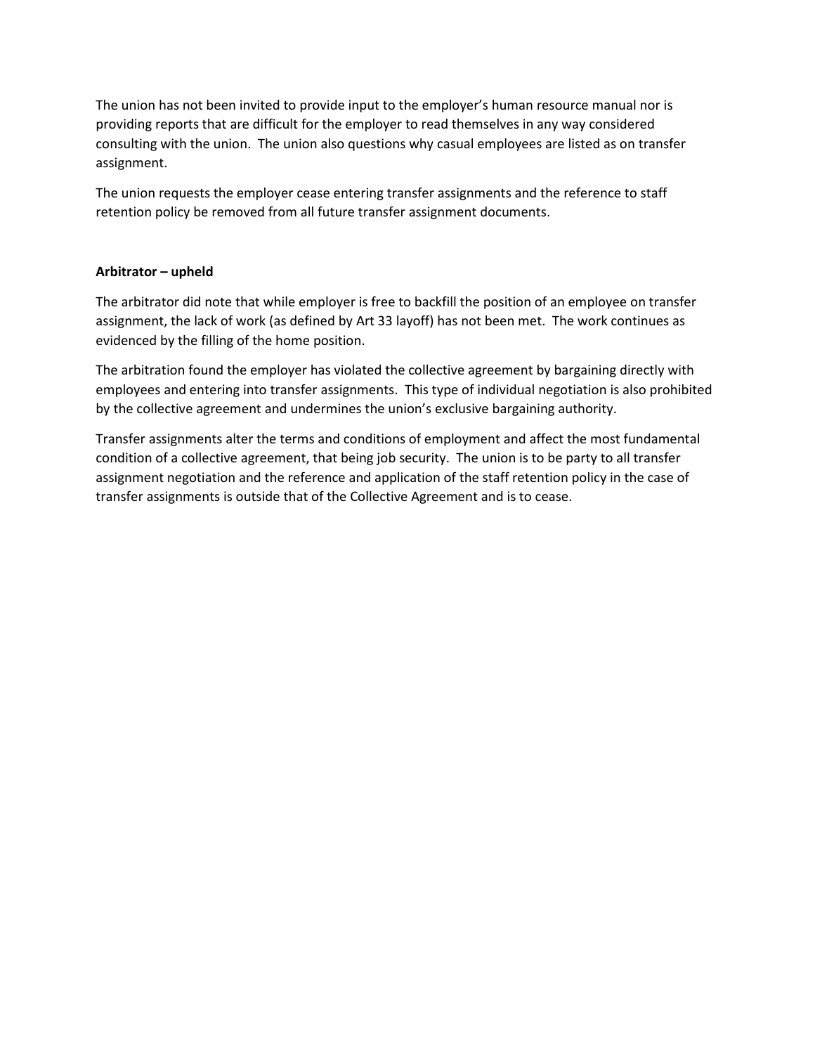The union has not been invited to provide input to the employer's human resource manual nor is providing reports that are difficult for the employer to read themselves in any way considered consulting with the union. The union also questions why casual employees are listed as on transfer assignment.

The union requests the employer cease entering transfer assignments and the reference to staff retention policy be removed from all future transfer assignment documents.

**Arbitrator – upheld**

The arbitrator did note that while employer is free to backfill the position of an employee on transfer assignment, the lack of work (as defined by Art 33 layoff) has not been met. The work continues as evidenced by the filling of the home position.

The arbitration found the employer has violated the collective agreement by bargaining directly with employees and entering into transfer assignments. This type of individual negotiation is also prohibited by the collective agreement and undermines the union's exclusive bargaining authority.

Transfer assignments alter the terms and conditions of employment and affect the most fundamental condition of a collective agreement, that being job security. The union is to be party to all transfer assignment negotiation and the reference and application of the staff retention policy in the case of transfer assignments is outside that of the Collective Agreement and is to cease.